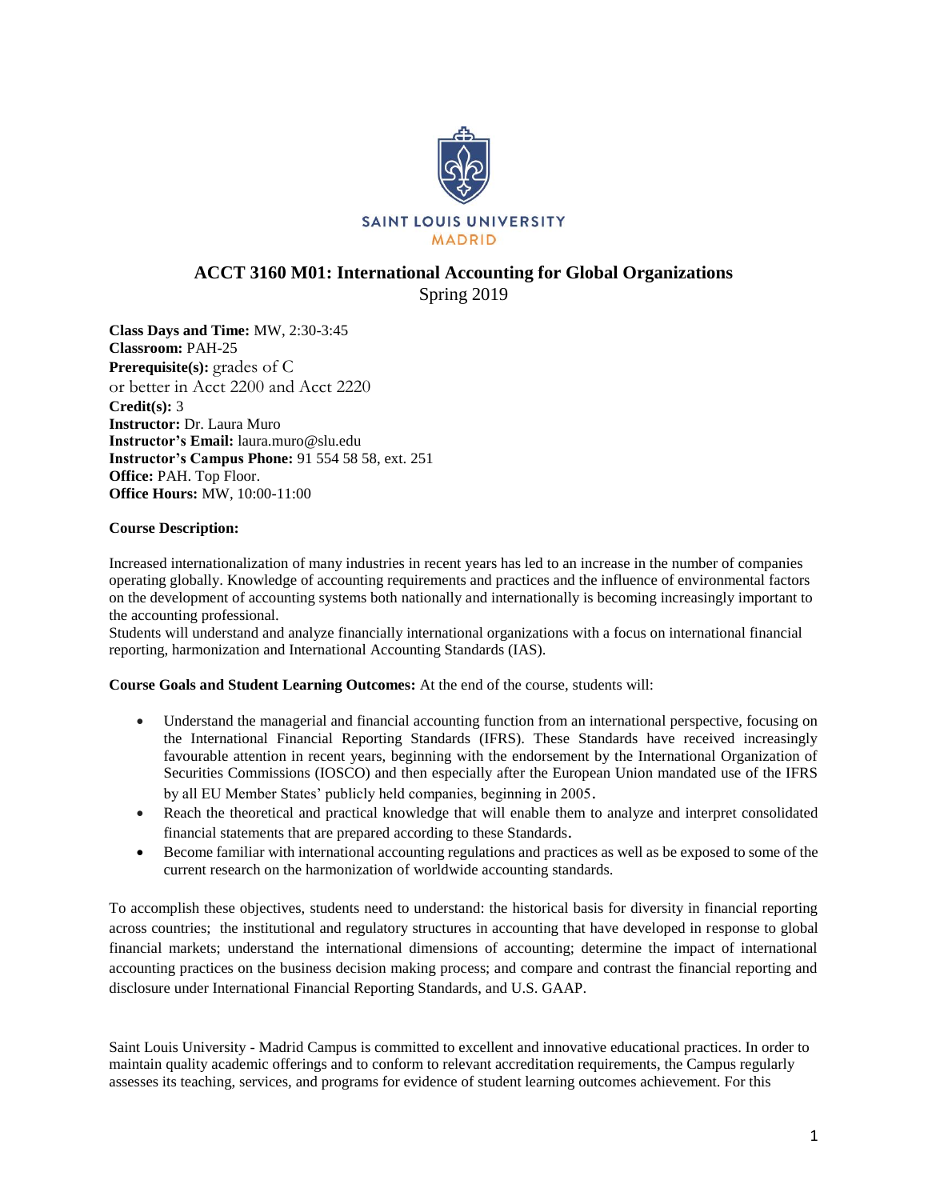SAINT LOUIS UNIVERSITY
MADRID

# ACCT 3160 M01: International Accounting for Global Organizations

Spring 2019

**Class Days and Time:** MW, 2:30-3:45
**Classroom:** PAH-25
**Prerequisite(s):** grades of C or better in Acct 2200 and Acct 2220
**Credit(s):** 3
**Instructor:** Dr. Laura Muro
**Instructor's Email:** laura.muro@slu.edu
**Instructor's Campus Phone:** 91 554 58 58, ext. 251
**Office:** PAH. Top Floor.
**Office Hours:** MW, 10:00-11:00

**Course Description:**

Increased internationalization of many industries in recent years has led to an increase in the number of companies operating globally. Knowledge of accounting requirements and practices and the influence of environmental factors on the development of accounting systems both nationally and internationally is becoming increasingly important to the accounting professional.
Students will understand and analyze financially international organizations with a focus on international financial reporting, harmonization and International Accounting Standards (IAS).

**Course Goals and Student Learning Outcomes:** At the end of the course, students will:

- Understand the managerial and financial accounting function from an international perspective, focusing on the International Financial Reporting Standards (IFRS). These Standards have received increasingly favourable attention in recent years, beginning with the endorsement by the International Organization of Securities Commissions (IOSCO) and then especially after the European Union mandated use of the IFRS by all EU Member States' publicly held companies, beginning in 2005.
- Reach the theoretical and practical knowledge that will enable them to analyze and interpret consolidated financial statements that are prepared according to these Standards.
- Become familiar with international accounting regulations and practices as well as be exposed to some of the current research on the harmonization of worldwide accounting standards.

To accomplish these objectives, students need to understand: the historical basis for diversity in financial reporting across countries; the institutional and regulatory structures in accounting that have developed in response to global financial markets; understand the international dimensions of accounting; determine the impact of international accounting practices on the business decision making process; and compare and contrast the financial reporting and disclosure under International Financial Reporting Standards, and U.S. GAAP.

Saint Louis University - Madrid Campus is committed to excellent and innovative educational practices. In order to maintain quality academic offerings and to conform to relevant accreditation requirements, the Campus regularly assesses its teaching, services, and programs for evidence of student learning outcomes achievement. For this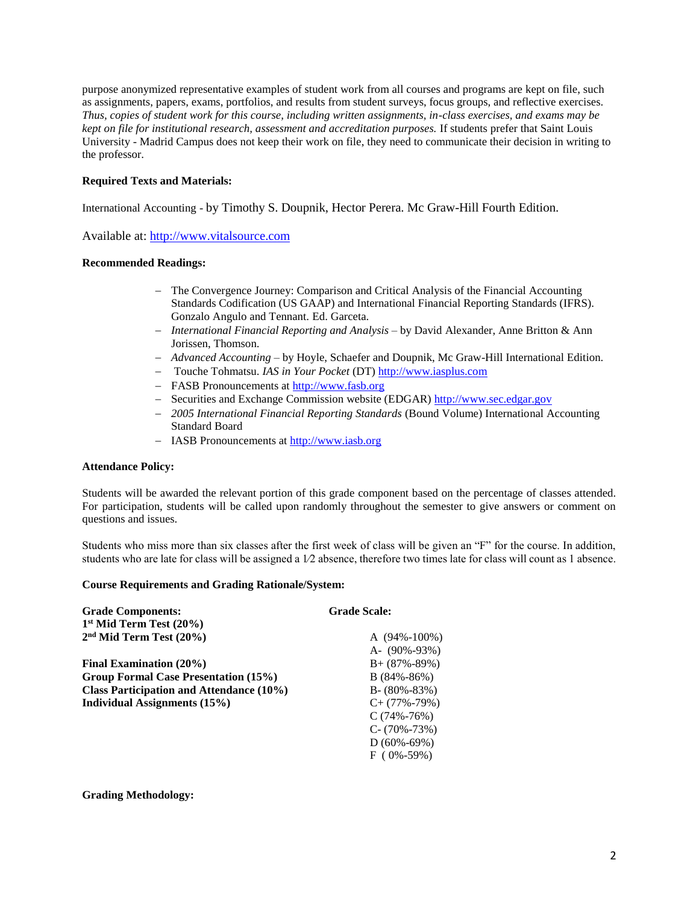purpose anonymized representative examples of student work from all courses and programs are kept on file, such as assignments, papers, exams, portfolios, and results from student surveys, focus groups, and reflective exercises. *Thus, copies of student work for this course, including written assignments, in-class exercises, and exams may be kept on file for institutional research, assessment and accreditation purposes.* If students prefer that Saint Louis University - Madrid Campus does not keep their work on file, they need to communicate their decision in writing to the professor.

**Required Texts and Materials:**

International Accounting - by Timothy S. Doupnik, Hector Perera. Mc Graw-Hill Fourth Edition.

Available at: http://www.vitalsource.com

**Recommended Readings:**

- The Convergence Journey: Comparison and Critical Analysis of the Financial Accounting Standards Codification (US GAAP) and International Financial Reporting Standards (IFRS). Gonzalo Angulo and Tennant. Ed. Garceta.
- *International Financial Reporting and Analysis* – by David Alexander, Anne Britton & Ann Jorissen, Thomson.
- *Advanced Accounting* – by Hoyle, Schaefer and Doupnik, Mc Graw-Hill International Edition.
- Touche Tohmatsu. *IAS in Your Pocket* (DT) http://www.iasplus.com
- FASB Pronouncements at http://www.fasb.org
- Securities and Exchange Commission website (EDGAR) http://www.sec.edgar.gov
- *2005 International Financial Reporting Standards* (Bound Volume) International Accounting Standard Board
- IASB Pronouncements at http://www.iasb.org

**Attendance Policy:**

Students will be awarded the relevant portion of this grade component based on the percentage of classes attended. For participation, students will be called upon randomly throughout the semester to give answers or comment on questions and issues.

Students who miss more than six classes after the first week of class will be given an "F" for the course. In addition, students who are late for class will be assigned a 1⁄2 absence, therefore two times late for class will count as 1 absence.

**Course Requirements and Grading Rationale/System:**

| **Grade Components:** | **Grade Scale:** |
|---|---|
| **1st Mid Term Test (20%)** | |
| **2nd Mid Term Test (20%)** | A (94%-100%) |
| | A- (90%-93%) |
| **Final Examination (20%)** | B+ (87%-89%) |
| **Group Formal Case Presentation (15%)** | B (84%-86%) |
| **Class Participation and Attendance (10%)** | B- (80%-83%) |
| **Individual Assignments (15%)** | C+ (77%-79%) |
| | C (74%-76%) |
| | C- (70%-73%) |
| | D (60%-69%) |
| | F ( 0%-59%) |

**Grading Methodology:**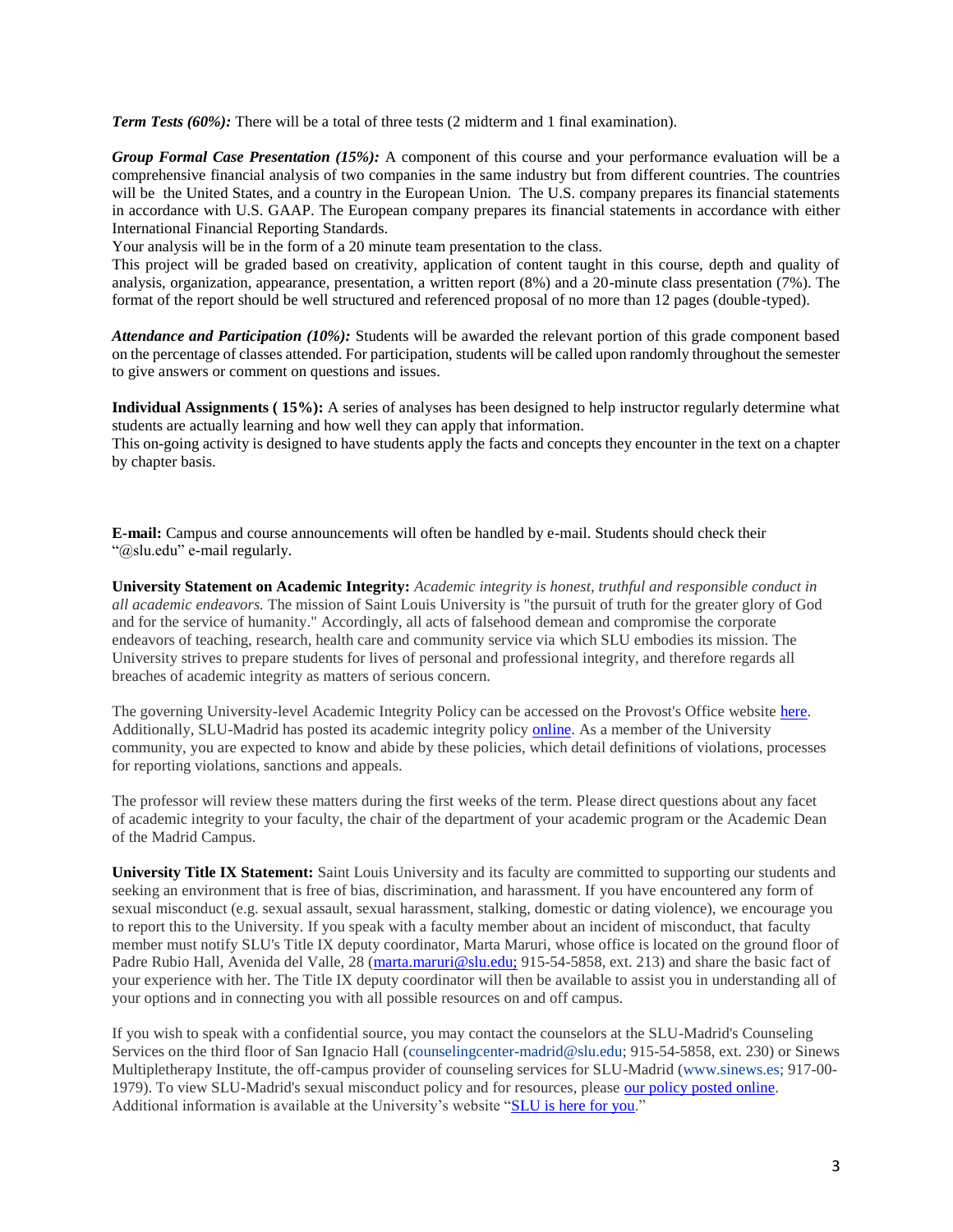***Term Tests (60%):*** There will be a total of three tests (2 midterm and 1 final examination).

***Group Formal Case Presentation (15%):*** A component of this course and your performance evaluation will be a comprehensive financial analysis of two companies in the same industry but from different countries. The countries will be the United States, and a country in the European Union. The U.S. company prepares its financial statements in accordance with U.S. GAAP. The European company prepares its financial statements in accordance with either International Financial Reporting Standards.

Your analysis will be in the form of a 20 minute team presentation to the class.

This project will be graded based on creativity, application of content taught in this course, depth and quality of analysis, organization, appearance, presentation, a written report (8%) and a 20-minute class presentation (7%). The format of the report should be well structured and referenced proposal of no more than 12 pages (double-typed).

***Attendance and Participation (10%):*** Students will be awarded the relevant portion of this grade component based on the percentage of classes attended. For participation, students will be called upon randomly throughout the semester to give answers or comment on questions and issues.

**Individual Assignments ( 15%):** A series of analyses has been designed to help instructor regularly determine what students are actually learning and how well they can apply that information.

This on-going activity is designed to have students apply the facts and concepts they encounter in the text on a chapter by chapter basis.

**E-mail:** Campus and course announcements will often be handled by e-mail. Students should check their "@slu.edu" e-mail regularly.

**University Statement on Academic Integrity:** *Academic integrity is honest, truthful and responsible conduct in all academic endeavors.* The mission of Saint Louis University is "the pursuit of truth for the greater glory of God and for the service of humanity." Accordingly, all acts of falsehood demean and compromise the corporate endeavors of teaching, research, health care and community service via which SLU embodies its mission. The University strives to prepare students for lives of personal and professional integrity, and therefore regards all breaches of academic integrity as matters of serious concern.

The governing University-level Academic Integrity Policy can be accessed on the Provost's Office website here. Additionally, SLU-Madrid has posted its academic integrity policy online. As a member of the University community, you are expected to know and abide by these policies, which detail definitions of violations, processes for reporting violations, sanctions and appeals.

The professor will review these matters during the first weeks of the term. Please direct questions about any facet of academic integrity to your faculty, the chair of the department of your academic program or the Academic Dean of the Madrid Campus.

**University Title IX Statement:** Saint Louis University and its faculty are committed to supporting our students and seeking an environment that is free of bias, discrimination, and harassment. If you have encountered any form of sexual misconduct (e.g. sexual assault, sexual harassment, stalking, domestic or dating violence), we encourage you to report this to the University. If you speak with a faculty member about an incident of misconduct, that faculty member must notify SLU's Title IX deputy coordinator, Marta Maruri, whose office is located on the ground floor of Padre Rubio Hall, Avenida del Valle, 28 (marta.maruri@slu.edu; 915-54-5858, ext. 213) and share the basic fact of your experience with her. The Title IX deputy coordinator will then be available to assist you in understanding all of your options and in connecting you with all possible resources on and off campus.

If you wish to speak with a confidential source, you may contact the counselors at the SLU-Madrid's Counseling Services on the third floor of San Ignacio Hall (counselingcenter-madrid@slu.edu; 915-54-5858, ext. 230) or Sinews Multipletherapy Institute, the off-campus provider of counseling services for SLU-Madrid (www.sinews.es; 917-00-1979). To view SLU-Madrid's sexual misconduct policy and for resources, please our policy posted online. Additional information is available at the University's website "SLU is here for you."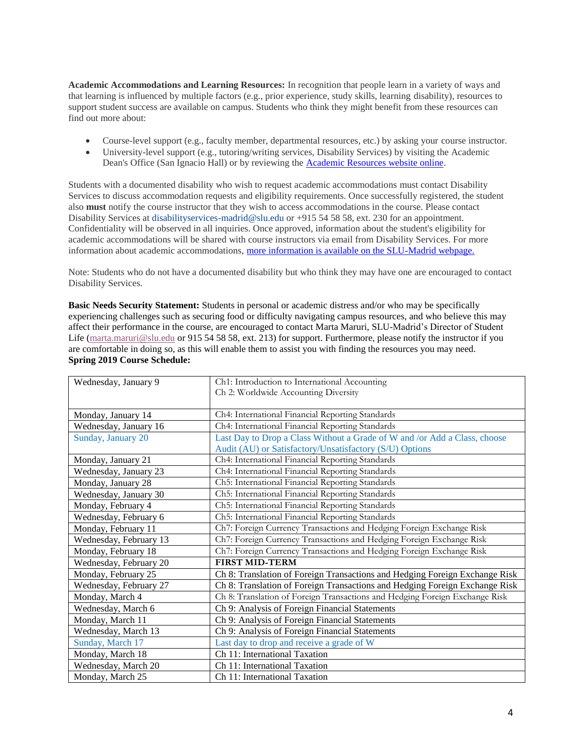**Academic Accommodations and Learning Resources:** In recognition that people learn in a variety of ways and that learning is influenced by multiple factors (e.g., prior experience, study skills, learning disability), resources to support student success are available on campus. Students who think they might benefit from these resources can find out more about:

- Course-level support (e.g., faculty member, departmental resources, etc.) by asking your course instructor.
- University-level support (e.g., tutoring/writing services, Disability Services) by visiting the Academic Dean's Office (San Ignacio Hall) or by reviewing the Academic Resources website online.

Students with a documented disability who wish to request academic accommodations must contact Disability Services to discuss accommodation requests and eligibility requirements. Once successfully registered, the student also **must** notify the course instructor that they wish to access accommodations in the course. Please contact Disability Services at disabilityservices-madrid@slu.edu or +915 54 58 58, ext. 230 for an appointment. Confidentiality will be observed in all inquiries. Once approved, information about the student's eligibility for academic accommodations will be shared with course instructors via email from Disability Services. For more information about academic accommodations, more information is available on the SLU-Madrid webpage.

Note: Students who do not have a documented disability but who think they may have one are encouraged to contact Disability Services.

**Basic Needs Security Statement:** Students in personal or academic distress and/or who may be specifically experiencing challenges such as securing food or difficulty navigating campus resources, and who believe this may affect their performance in the course, are encouraged to contact Marta Maruri, SLU-Madrid's Director of Student Life (marta.maruri@slu.edu or 915 54 58 58, ext. 213) for support. Furthermore, please notify the instructor if you are comfortable in doing so, as this will enable them to assist you with finding the resources you may need.

**Spring 2019 Course Schedule:**

| | |
|---|---|
| Wednesday, January 9 | Ch1: Introduction to International Accounting<br>Ch 2: Worldwide Accounting Diversity |
| Monday, January 14 | Ch4: International Financial Reporting Standards |
| Wednesday, January 16 | Ch4: International Financial Reporting Standards |
| Sunday, January 20 | Last Day to Drop a Class Without a Grade of W and /or Add a Class, choose Audit (AU) or Satisfactory/Unsatisfactory (S/U) Options |
| Monday, January 21 | Ch4: International Financial Reporting Standards |
| Wednesday, January 23 | Ch4: International Financial Reporting Standards |
| Monday, January 28 | Ch5: International Financial Reporting Standards |
| Wednesday, January 30 | Ch5: International Financial Reporting Standards |
| Monday, February 4 | Ch5: International Financial Reporting Standards |
| Wednesday, February 6 | Ch5: International Financial Reporting Standards |
| Monday, February 11 | Ch7: Foreign Currency Transactions and Hedging Foreign Exchange Risk |
| Wednesday, February 13 | Ch7: Foreign Currency Transactions and Hedging Foreign Exchange Risk |
| Monday, February 18 | Ch7: Foreign Currency Transactions and Hedging Foreign Exchange Risk |
| Wednesday, February 20 | **FIRST MID-TERM** |
| Monday, February 25 | Ch 8: Translation of Foreign Transactions and Hedging Foreign Exchange Risk |
| Wednesday, February 27 | Ch 8: Translation of Foreign Transactions and Hedging Foreign Exchange Risk |
| Monday, March 4 | Ch 8: Translation of Foreign Transactions and Hedging Foreign Exchange Risk |
| Wednesday, March 6 | Ch 9: Analysis of Foreign Financial Statements |
| Monday, March 11 | Ch 9: Analysis of Foreign Financial Statements |
| Wednesday, March 13 | Ch 9: Analysis of Foreign Financial Statements |
| Sunday, March 17 | Last day to drop and receive a grade of W |
| Monday, March 18 | Ch 11: International Taxation |
| Wednesday, March 20 | Ch 11: International Taxation |
| Monday, March 25 | Ch 11: International Taxation |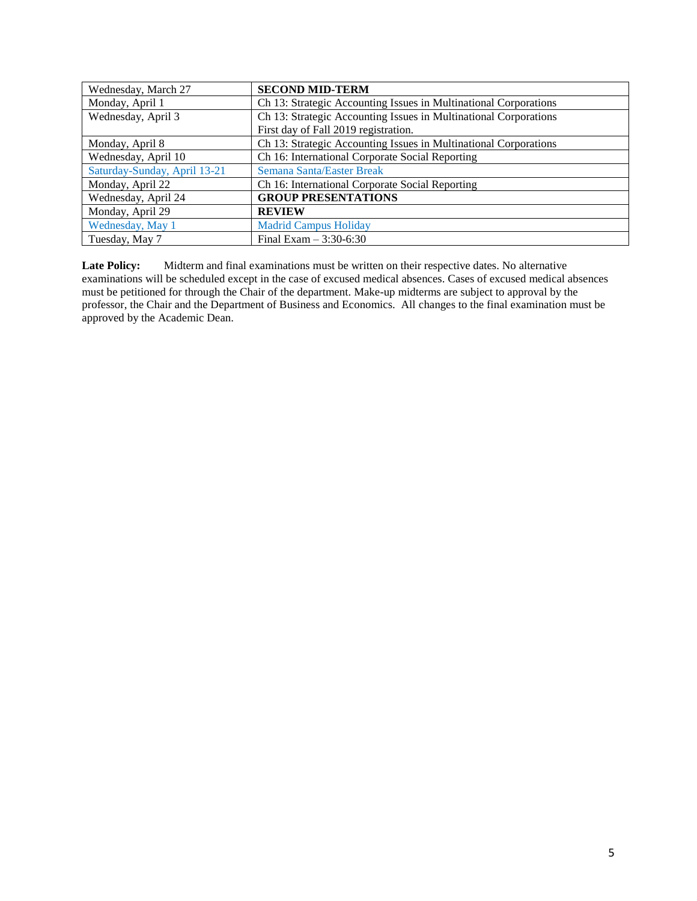| | |
|---|---|
| Wednesday, March 27 | **SECOND MID-TERM** |
| Monday, April 1 | Ch 13: Strategic Accounting Issues in Multinational Corporations |
| Wednesday, April 3 | Ch 13: Strategic Accounting Issues in Multinational Corporations First day of Fall 2019 registration. |
| Monday, April 8 | Ch 13: Strategic Accounting Issues in Multinational Corporations |
| Wednesday, April 10 | Ch 16: International Corporate Social Reporting |
| Saturday-Sunday, April 13-21 | Semana Santa/Easter Break |
| Monday, April 22 | Ch 16: International Corporate Social Reporting |
| Wednesday, April 24 | **GROUP PRESENTATIONS** |
| Monday, April 29 | **REVIEW** |
| Wednesday, May 1 | Madrid Campus Holiday |
| Tuesday, May 7 | Final Exam – 3:30-6:30 |

**Late Policy:** Midterm and final examinations must be written on their respective dates. No alternative examinations will be scheduled except in the case of excused medical absences. Cases of excused medical absences must be petitioned for through the Chair of the department. Make-up midterms are subject to approval by the professor, the Chair and the Department of Business and Economics. All changes to the final examination must be approved by the Academic Dean.